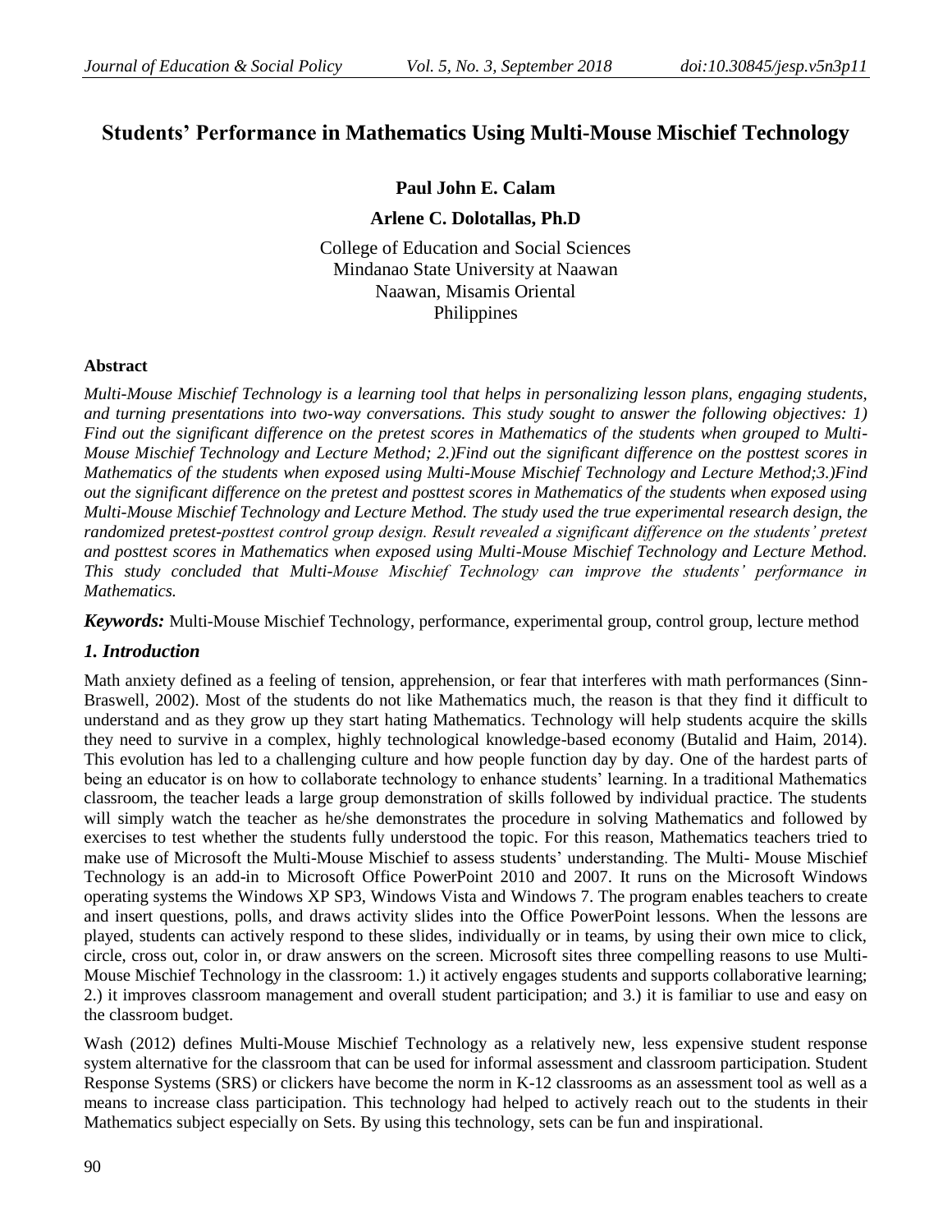# Students' Performance in Mathematics Using Multi-Mouse Mischief Technology

**Paul John E. Calam**

**Arlene C. Dolotallas, Ph.D**

College of Education and Social Sciences
Mindanao State University at Naawan
Naawan, Misamis Oriental
Philippines

### Abstract

*Multi-Mouse Mischief Technology is a learning tool that helps in personalizing lesson plans, engaging students, and turning presentations into two-way conversations. This study sought to answer the following objectives: 1) Find out the significant difference on the pretest scores in Mathematics of the students when grouped to Multi-Mouse Mischief Technology and Lecture Method; 2.)Find out the significant difference on the posttest scores in Mathematics of the students when exposed using Multi-Mouse Mischief Technology and Lecture Method;3.)Find out the significant difference on the pretest and posttest scores in Mathematics of the students when exposed using Multi-Mouse Mischief Technology and Lecture Method. The study used the true experimental research design, the randomized pretest-posttest control group design. Result revealed a significant difference on the students' pretest and posttest scores in Mathematics when exposed using Multi-Mouse Mischief Technology and Lecture Method. This study concluded that Multi-Mouse Mischief Technology can improve the students' performance in Mathematics.*

***Keywords:*** Multi-Mouse Mischief Technology, performance, experimental group, control group, lecture method

## *1. Introduction*

Math anxiety defined as a feeling of tension, apprehension, or fear that interferes with math performances (Sinn-Braswell, 2002). Most of the students do not like Mathematics much, the reason is that they find it difficult to understand and as they grow up they start hating Mathematics. Technology will help students acquire the skills they need to survive in a complex, highly technological knowledge-based economy (Butalid and Haim, 2014). This evolution has led to a challenging culture and how people function day by day. One of the hardest parts of being an educator is on how to collaborate technology to enhance students' learning. In a traditional Mathematics classroom, the teacher leads a large group demonstration of skills followed by individual practice. The students will simply watch the teacher as he/she demonstrates the procedure in solving Mathematics and followed by exercises to test whether the students fully understood the topic. For this reason, Mathematics teachers tried to make use of Microsoft the Multi-Mouse Mischief to assess students' understanding. The Multi- Mouse Mischief Technology is an add-in to Microsoft Office PowerPoint 2010 and 2007. It runs on the Microsoft Windows operating systems the Windows XP SP3, Windows Vista and Windows 7. The program enables teachers to create and insert questions, polls, and draws activity slides into the Office PowerPoint lessons. When the lessons are played, students can actively respond to these slides, individually or in teams, by using their own mice to click, circle, cross out, color in, or draw answers on the screen. Microsoft sites three compelling reasons to use Multi-Mouse Mischief Technology in the classroom: 1.) it actively engages students and supports collaborative learning; 2.) it improves classroom management and overall student participation; and 3.) it is familiar to use and easy on the classroom budget.

Wash (2012) defines Multi-Mouse Mischief Technology as a relatively new, less expensive student response system alternative for the classroom that can be used for informal assessment and classroom participation. Student Response Systems (SRS) or clickers have become the norm in K-12 classrooms as an assessment tool as well as a means to increase class participation. This technology had helped to actively reach out to the students in their Mathematics subject especially on Sets. By using this technology, sets can be fun and inspirational.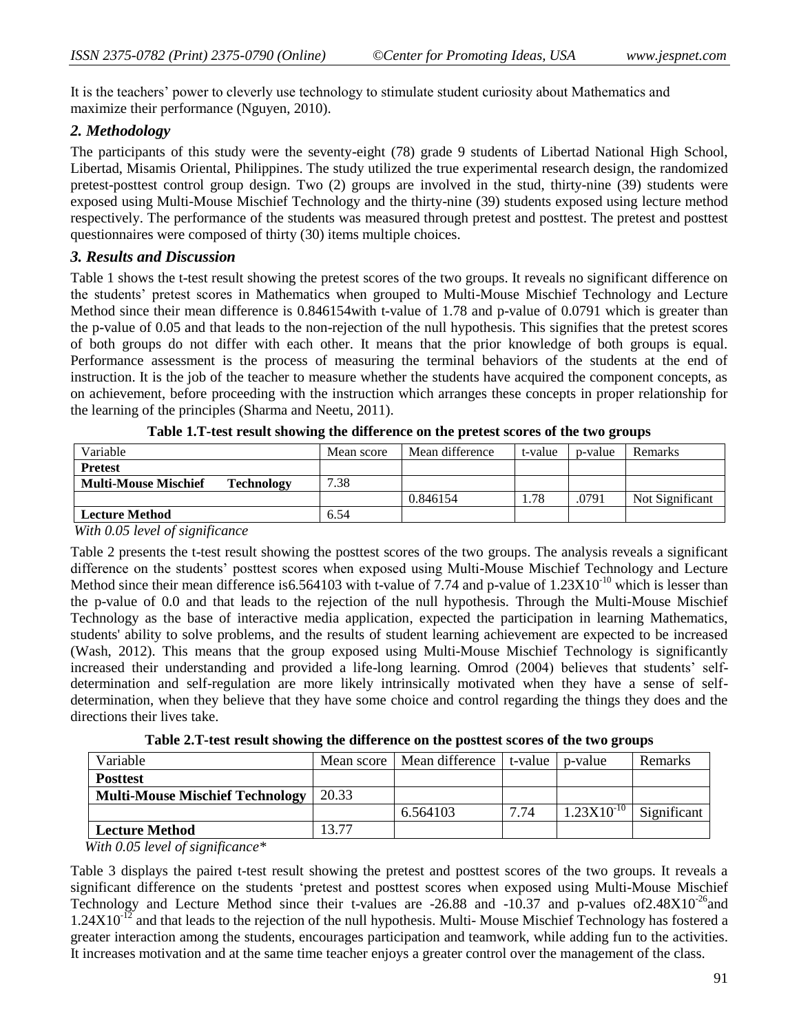It is the teachers' power to cleverly use technology to stimulate student curiosity about Mathematics and maximize their performance (Nguyen, 2010).

## *2. Methodology*

The participants of this study were the seventy-eight (78) grade 9 students of Libertad National High School, Libertad, Misamis Oriental, Philippines. The study utilized the true experimental research design, the randomized pretest-posttest control group design. Two (2) groups are involved in the stud, thirty-nine (39) students were exposed using Multi-Mouse Mischief Technology and the thirty-nine (39) students exposed using lecture method respectively. The performance of the students was measured through pretest and posttest. The pretest and posttest questionnaires were composed of thirty (30) items multiple choices.

## *3. Results and Discussion*

Table 1 shows the t-test result showing the pretest scores of the two groups. It reveals no significant difference on the students' pretest scores in Mathematics when grouped to Multi-Mouse Mischief Technology and Lecture Method since their mean difference is 0.846154with t-value of 1.78 and p-value of 0.0791 which is greater than the p-value of 0.05 and that leads to the non-rejection of the null hypothesis. This signifies that the pretest scores of both groups do not differ with each other. It means that the prior knowledge of both groups is equal. Performance assessment is the process of measuring the terminal behaviors of the students at the end of instruction. It is the job of the teacher to measure whether the students have acquired the component concepts, as on achievement, before proceeding with the instruction which arranges these concepts in proper relationship for the learning of the principles (Sharma and Neetu, 2011).

**Table 1.T-test result showing the difference on the pretest scores of the two groups**

| Variable | Mean score | Mean difference | t-value | p-value | Remarks |
|---|---|---|---|---|---|
| **Pretest** | | | | | |
| **Multi-Mouse Mischief Technology** | 7.38 | | | | |
| | | 0.846154 | 1.78 | .0791 | Not Significant |
| **Lecture Method** | 6.54 | | | | |

*With 0.05 level of significance*

Table 2 presents the t-test result showing the posttest scores of the two groups. The analysis reveals a significant difference on the students' posttest scores when exposed using Multi-Mouse Mischief Technology and Lecture Method since their mean difference is6.564103 with t-value of 7.74 and p-value of $1.23X10^{-10}$ which is lesser than the p-value of 0.0 and that leads to the rejection of the null hypothesis. Through the Multi-Mouse Mischief Technology as the base of interactive media application, expected the participation in learning Mathematics, students' ability to solve problems, and the results of student learning achievement are expected to be increased (Wash, 2012). This means that the group exposed using Multi-Mouse Mischief Technology is significantly increased their understanding and provided a life-long learning. Omrod (2004) believes that students' self-determination and self-regulation are more likely intrinsically motivated when they have a sense of self-determination, when they believe that they have some choice and control regarding the things they does and the directions their lives take.

**Table 2.T-test result showing the difference on the posttest scores of the two groups**

| Variable | Mean score | Mean difference | t-value | p-value | Remarks |
|---|---|---|---|---|---|
| **Posttest** | | | | | |
| **Multi-Mouse Mischief Technology** | 20.33 | | | | |
| | | 6.564103 | 7.74 | $1.23X10^{-10}$ | Significant |
| **Lecture Method** | 13.77 | | | | |

*With 0.05 level of significance**

Table 3 displays the paired t-test result showing the pretest and posttest scores of the two groups. It reveals a significant difference on the students 'pretest and posttest scores when exposed using Multi-Mouse Mischief Technology and Lecture Method since their t-values are -26.88 and -10.37 and p-values of$2.48X10^{-26}$and $1.24X10^{-12}$ and that leads to the rejection of the null hypothesis. Multi- Mouse Mischief Technology has fostered a greater interaction among the students, encourages participation and teamwork, while adding fun to the activities. It increases motivation and at the same time teacher enjoys a greater control over the management of the class.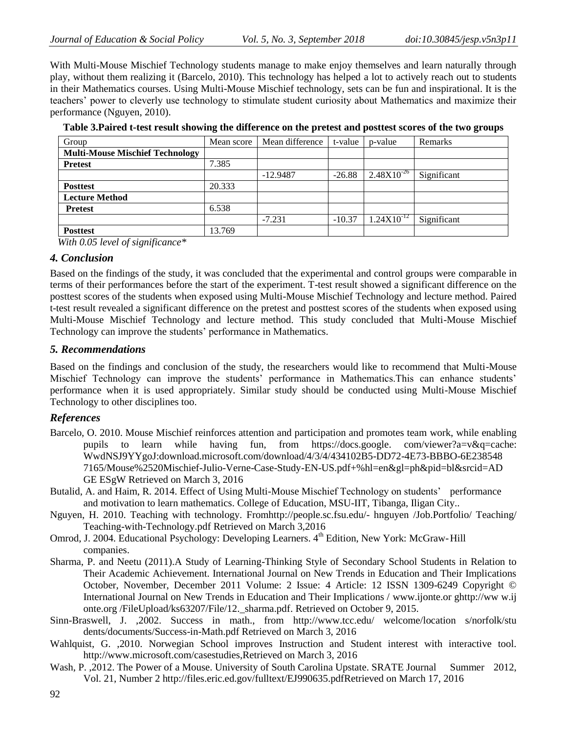With Multi-Mouse Mischief Technology students manage to make enjoy themselves and learn naturally through play, without them realizing it (Barcelo, 2010). This technology has helped a lot to actively reach out to students in their Mathematics courses. Using Multi-Mouse Mischief technology, sets can be fun and inspirational. It is the teachers' power to cleverly use technology to stimulate student curiosity about Mathematics and maximize their performance (Nguyen, 2010).

**Table 3.Paired t-test result showing the difference on the pretest and posttest scores of the two groups**

| Group | Mean score | Mean difference | t-value | p-value | Remarks |
|---|---|---|---|---|---|
| **Multi-Mouse Mischief Technology** | | | | | |
| **Pretest** | 7.385 | | | | |
| | | -12.9487 | -26.88 | $2.48X10^{-26}$ | Significant |
| **Posttest** | 20.333 | | | | |
| **Lecture Method** | | | | | |
| **Pretest** | 6.538 | | | | |
| | | -7.231 | -10.37 | $1.24X10^{-12}$ | Significant |
| **Posttest** | 13.769 | | | | |

*With 0.05 level of significance\**

## *4. Conclusion*

Based on the findings of the study, it was concluded that the experimental and control groups were comparable in terms of their performances before the start of the experiment. T-test result showed a significant difference on the posttest scores of the students when exposed using Multi-Mouse Mischief Technology and lecture method. Paired t-test result revealed a significant difference on the pretest and posttest scores of the students when exposed using Multi-Mouse Mischief Technology and lecture method. This study concluded that Multi-Mouse Mischief Technology can improve the students' performance in Mathematics.

## *5. Recommendations*

Based on the findings and conclusion of the study, the researchers would like to recommend that Multi-Mouse Mischief Technology can improve the students' performance in Mathematics.This can enhance students' performance when it is used appropriately. Similar study should be conducted using Multi-Mouse Mischief Technology to other disciplines too.

## *References*

Barcelo, O. 2010. Mouse Mischief reinforces attention and participation and promotes team work, while enabling pupils to learn while having fun, from https://docs.google. com/viewer?a=v&q=cache: WwdNSJ9YYgoJ:download.microsoft.com/download/4/3/4/434102B5-DD72-4E73-BBBO-6E238548 7165/Mouse%2520Mischief-Julio-Verne-Case-Study-EN-US.pdf+%hl=en&gl=ph&pid=bl&srcid=AD GE ESgW Retrieved on March 3, 2016

Butalid, A. and Haim, R. 2014. Effect of Using Multi-Mouse Mischief Technology on students' performance and motivation to learn mathematics. College of Education, MSU-IIT, Tibanga, Iligan City..

Nguyen, H. 2010. Teaching with technology. Fromhttp://people.sc.fsu.edu/- hnguyen /Job.Portfolio/ Teaching/ Teaching-with-Technology.pdf Retrieved on March 3,2016

Omrod, J. 2004. Educational Psychology: Developing Learners. 4th Edition, New York: McGraw-Hill companies.

Sharma, P. and Neetu (2011).A Study of Learning-Thinking Style of Secondary School Students in Relation to Their Academic Achievement. International Journal on New Trends in Education and Their Implications October, November, December 2011 Volume: 2 Issue: 4 Article: 12 ISSN 1309-6249 Copyright © International Journal on New Trends in Education and Their Implications / www.ijonte.or ghttp://ww w.ij onte.org /FileUpload/ks63207/File/12._sharma.pdf. Retrieved on October 9, 2015.

Sinn-Braswell, J. ,2002. Success in math., from http://www.tcc.edu/ welcome/location s/norfolk/stu dents/documents/Success-in-Math.pdf Retrieved on March 3, 2016

Wahlquist, G. ,2010. Norwegian School improves Instruction and Student interest with interactive tool. http://www.microsoft.com/casestudies,Retrieved on March 3, 2016

Wash, P. ,2012. The Power of a Mouse. University of South Carolina Upstate. SRATE Journal Summer 2012, Vol. 21, Number 2 http://files.eric.ed.gov/fulltext/EJ990635.pdfRetrieved on March 17, 2016